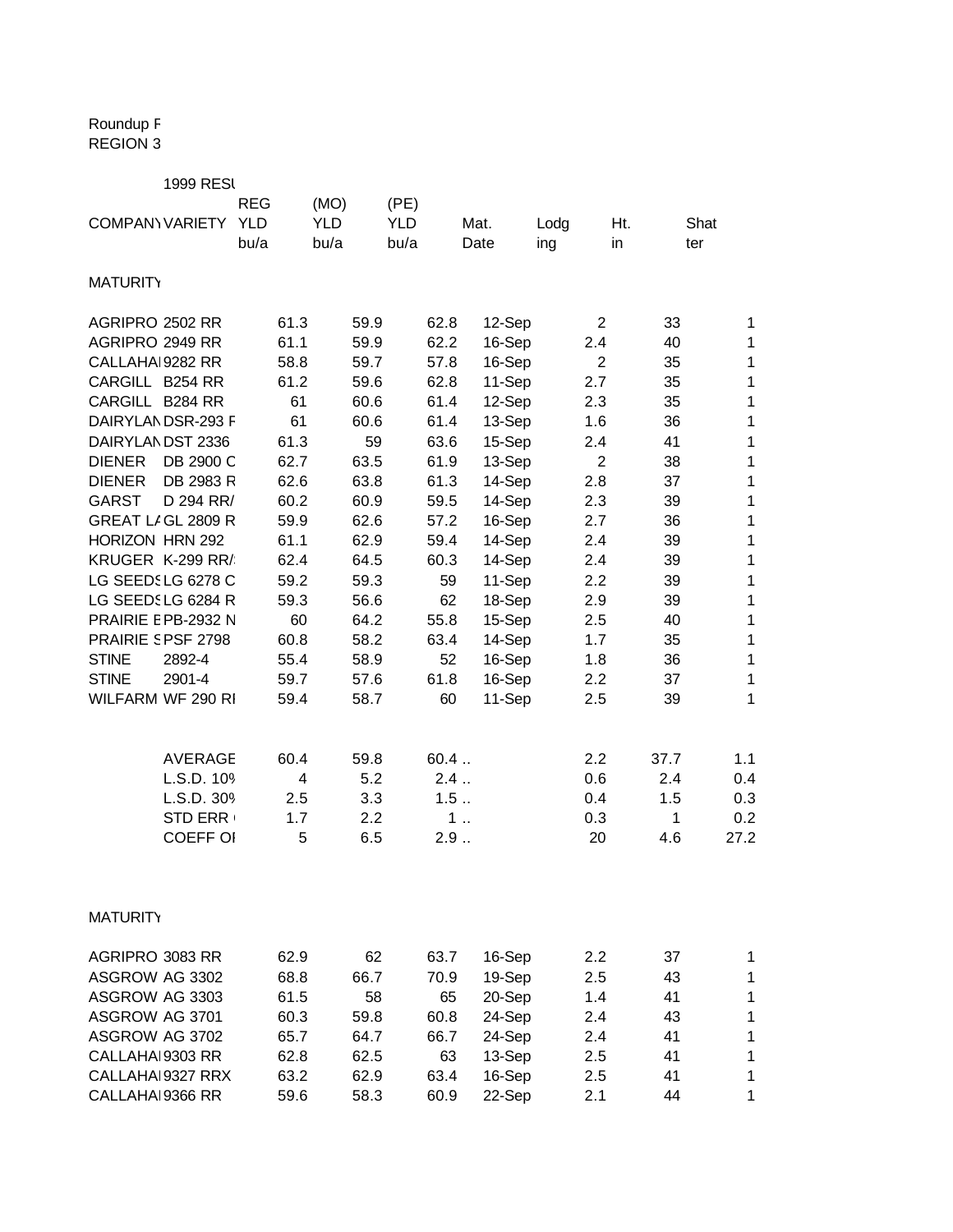Roundup F
REGION 3

1999 RESU

| COMPANY | VARIETY | REG YLD bu/a | (MO) YLD bu/a | (PE) YLD bu/a | Mat. Date | Lodg ing | Ht. in | Shat ter |
|---|---|---|---|---|---|---|---|---|
| MATURITY | | | | | | | | |
| AGRIPRO | 2502 RR | 61.3 | 59.9 | 62.8 | 12-Sep | 2 | 33 | 1 |
| AGRIPRO | 2949 RR | 61.1 | 59.9 | 62.2 | 16-Sep | 2.4 | 40 | 1 |
| CALLAHA | 9282 RR | 58.8 | 59.7 | 57.8 | 16-Sep | 2 | 35 | 1 |
| CARGILL | B254 RR | 61.2 | 59.6 | 62.8 | 11-Sep | 2.7 | 35 | 1 |
| CARGILL | B284 RR | 61 | 60.6 | 61.4 | 12-Sep | 2.3 | 35 | 1 |
| DAIRYLAN | DSR-293 F | 61 | 60.6 | 61.4 | 13-Sep | 1.6 | 36 | 1 |
| DAIRYLAN | DST 2336 | 61.3 | 59 | 63.6 | 15-Sep | 2.4 | 41 | 1 |
| DIENER | DB 2900 C | 62.7 | 63.5 | 61.9 | 13-Sep | 2 | 38 | 1 |
| DIENER | DB 2983 R | 62.6 | 63.8 | 61.3 | 14-Sep | 2.8 | 37 | 1 |
| GARST | D 294 RR/ | 60.2 | 60.9 | 59.5 | 14-Sep | 2.3 | 39 | 1 |
| GREAT LA | GL 2809 R | 59.9 | 62.6 | 57.2 | 16-Sep | 2.7 | 36 | 1 |
| HORIZON | HRN 292 | 61.1 | 62.9 | 59.4 | 14-Sep | 2.4 | 39 | 1 |
| KRUGER | K-299 RR/ | 62.4 | 64.5 | 60.3 | 14-Sep | 2.4 | 39 | 1 |
| LG SEEDS | LG 6278 C | 59.2 | 59.3 | 59 | 11-Sep | 2.2 | 39 | 1 |
| LG SEEDS | LG 6284 R | 59.3 | 56.6 | 62 | 18-Sep | 2.9 | 39 | 1 |
| PRAIRIE B | PB-2932 N | 60 | 64.2 | 55.8 | 15-Sep | 2.5 | 40 | 1 |
| PRAIRIE S | PSF 2798 | 60.8 | 58.2 | 63.4 | 14-Sep | 1.7 | 35 | 1 |
| STINE | 2892-4 | 55.4 | 58.9 | 52 | 16-Sep | 1.8 | 36 | 1 |
| STINE | 2901-4 | 59.7 | 57.6 | 61.8 | 16-Sep | 2.2 | 37 | 1 |
| WILFARM | WF 290 RI | 59.4 | 58.7 | 60 | 11-Sep | 2.5 | 39 | 1 |
| | AVERAGE | 60.4 | 59.8 | 60.4 | .. | 2.2 | 37.7 | 1.1 |
| | L.S.D. 10% | 4 | 5.2 | 2.4 | .. | 0.6 | 2.4 | 0.4 |
| | L.S.D. 30% | 2.5 | 3.3 | 1.5 | .. | 0.4 | 1.5 | 0.3 |
| | STD ERR | 1.7 | 2.2 | 1 | .. | 0.3 | 1 | 0.2 |
| | COEFF OF | 5 | 6.5 | 2.9 | .. | 20 | 4.6 | 27.2 |
| MATURITY | | | | | | | | |
| AGRIPRO | 3083 RR | 62.9 | 62 | 63.7 | 16-Sep | 2.2 | 37 | 1 |
| ASGROW | AG 3302 | 68.8 | 66.7 | 70.9 | 19-Sep | 2.5 | 43 | 1 |
| ASGROW | AG 3303 | 61.5 | 58 | 65 | 20-Sep | 1.4 | 41 | 1 |
| ASGROW | AG 3701 | 60.3 | 59.8 | 60.8 | 24-Sep | 2.4 | 43 | 1 |
| ASGROW | AG 3702 | 65.7 | 64.7 | 66.7 | 24-Sep | 2.4 | 41 | 1 |
| CALLAHA | 9303 RR | 62.8 | 62.5 | 63 | 13-Sep | 2.5 | 41 | 1 |
| CALLAHA | 9327 RRX | 63.2 | 62.9 | 63.4 | 16-Sep | 2.5 | 41 | 1 |
| CALLAHA | 9366 RR | 59.6 | 58.3 | 60.9 | 22-Sep | 2.1 | 44 | 1 |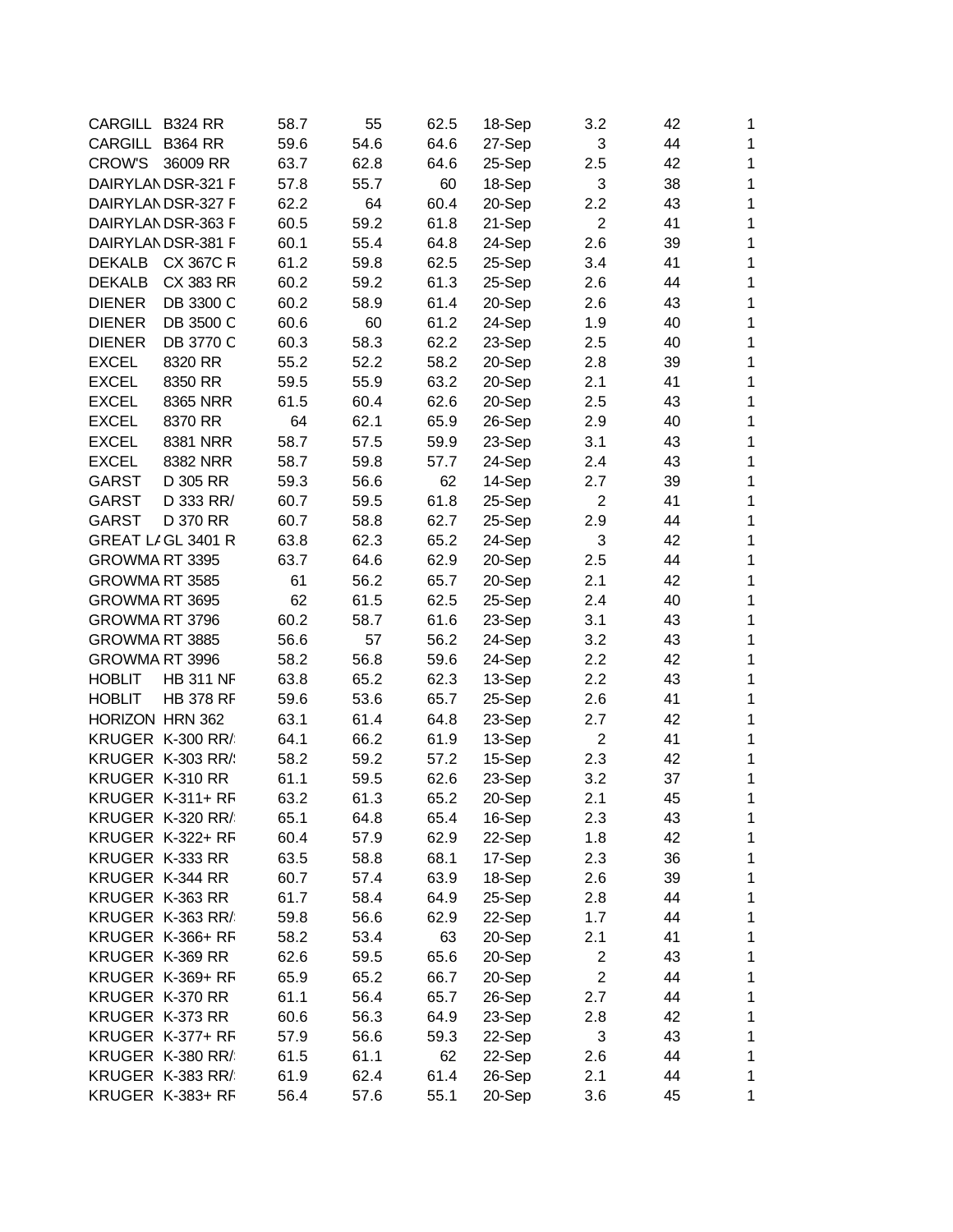| | | | | | | | | |
|---|---|---|---|---|---|---|---|---|
| CARGILL | B324 RR | 58.7 | 55 | 62.5 | 18-Sep | 3.2 | 42 | 1 |
| CARGILL | B364 RR | 59.6 | 54.6 | 64.6 | 27-Sep | 3 | 44 | 1 |
| CROW'S | 36009 RR | 63.7 | 62.8 | 64.6 | 25-Sep | 2.5 | 42 | 1 |
| DAIRYLAN | DSR-321 F | 57.8 | 55.7 | 60 | 18-Sep | 3 | 38 | 1 |
| DAIRYLAN | DSR-327 F | 62.2 | 64 | 60.4 | 20-Sep | 2.2 | 43 | 1 |
| DAIRYLAN | DSR-363 F | 60.5 | 59.2 | 61.8 | 21-Sep | 2 | 41 | 1 |
| DAIRYLAN | DSR-381 F | 60.1 | 55.4 | 64.8 | 24-Sep | 2.6 | 39 | 1 |
| DEKALB | CX 367C R | 61.2 | 59.8 | 62.5 | 25-Sep | 3.4 | 41 | 1 |
| DEKALB | CX 383 RR | 60.2 | 59.2 | 61.3 | 25-Sep | 2.6 | 44 | 1 |
| DIENER | DB 3300 C | 60.2 | 58.9 | 61.4 | 20-Sep | 2.6 | 43 | 1 |
| DIENER | DB 3500 C | 60.6 | 60 | 61.2 | 24-Sep | 1.9 | 40 | 1 |
| DIENER | DB 3770 C | 60.3 | 58.3 | 62.2 | 23-Sep | 2.5 | 40 | 1 |
| EXCEL | 8320 RR | 55.2 | 52.2 | 58.2 | 20-Sep | 2.8 | 39 | 1 |
| EXCEL | 8350 RR | 59.5 | 55.9 | 63.2 | 20-Sep | 2.1 | 41 | 1 |
| EXCEL | 8365 NRR | 61.5 | 60.4 | 62.6 | 20-Sep | 2.5 | 43 | 1 |
| EXCEL | 8370 RR | 64 | 62.1 | 65.9 | 26-Sep | 2.9 | 40 | 1 |
| EXCEL | 8381 NRR | 58.7 | 57.5 | 59.9 | 23-Sep | 3.1 | 43 | 1 |
| EXCEL | 8382 NRR | 58.7 | 59.8 | 57.7 | 24-Sep | 2.4 | 43 | 1 |
| GARST | D 305 RR | 59.3 | 56.6 | 62 | 14-Sep | 2.7 | 39 | 1 |
| GARST | D 333 RR/ | 60.7 | 59.5 | 61.8 | 25-Sep | 2 | 41 | 1 |
| GARST | D 370 RR | 60.7 | 58.8 | 62.7 | 25-Sep | 2.9 | 44 | 1 |
| GREAT LA | GL 3401 R | 63.8 | 62.3 | 65.2 | 24-Sep | 3 | 42 | 1 |
| GROWMA | RT 3395 | 63.7 | 64.6 | 62.9 | 20-Sep | 2.5 | 44 | 1 |
| GROWMA | RT 3585 | 61 | 56.2 | 65.7 | 20-Sep | 2.1 | 42 | 1 |
| GROWMA | RT 3695 | 62 | 61.5 | 62.5 | 25-Sep | 2.4 | 40 | 1 |
| GROWMA | RT 3796 | 60.2 | 58.7 | 61.6 | 23-Sep | 3.1 | 43 | 1 |
| GROWMA | RT 3885 | 56.6 | 57 | 56.2 | 24-Sep | 3.2 | 43 | 1 |
| GROWMA | RT 3996 | 58.2 | 56.8 | 59.6 | 24-Sep | 2.2 | 42 | 1 |
| HOBLIT | HB 311 NF | 63.8 | 65.2 | 62.3 | 13-Sep | 2.2 | 43 | 1 |
| HOBLIT | HB 378 RF | 59.6 | 53.6 | 65.7 | 25-Sep | 2.6 | 41 | 1 |
| HORIZON | HRN 362 | 63.1 | 61.4 | 64.8 | 23-Sep | 2.7 | 42 | 1 |
| KRUGER | K-300 RR/ | 64.1 | 66.2 | 61.9 | 13-Sep | 2 | 41 | 1 |
| KRUGER | K-303 RR/ | 58.2 | 59.2 | 57.2 | 15-Sep | 2.3 | 42 | 1 |
| KRUGER | K-310 RR | 61.1 | 59.5 | 62.6 | 23-Sep | 3.2 | 37 | 1 |
| KRUGER | K-311+ RF | 63.2 | 61.3 | 65.2 | 20-Sep | 2.1 | 45 | 1 |
| KRUGER | K-320 RR/ | 65.1 | 64.8 | 65.4 | 16-Sep | 2.3 | 43 | 1 |
| KRUGER | K-322+ RF | 60.4 | 57.9 | 62.9 | 22-Sep | 1.8 | 42 | 1 |
| KRUGER | K-333 RR | 63.5 | 58.8 | 68.1 | 17-Sep | 2.3 | 36 | 1 |
| KRUGER | K-344 RR | 60.7 | 57.4 | 63.9 | 18-Sep | 2.6 | 39 | 1 |
| KRUGER | K-363 RR | 61.7 | 58.4 | 64.9 | 25-Sep | 2.8 | 44 | 1 |
| KRUGER | K-363 RR/ | 59.8 | 56.6 | 62.9 | 22-Sep | 1.7 | 44 | 1 |
| KRUGER | K-366+ RF | 58.2 | 53.4 | 63 | 20-Sep | 2.1 | 41 | 1 |
| KRUGER | K-369 RR | 62.6 | 59.5 | 65.6 | 20-Sep | 2 | 43 | 1 |
| KRUGER | K-369+ RF | 65.9 | 65.2 | 66.7 | 20-Sep | 2 | 44 | 1 |
| KRUGER | K-370 RR | 61.1 | 56.4 | 65.7 | 26-Sep | 2.7 | 44 | 1 |
| KRUGER | K-373 RR | 60.6 | 56.3 | 64.9 | 23-Sep | 2.8 | 42 | 1 |
| KRUGER | K-377+ RF | 57.9 | 56.6 | 59.3 | 22-Sep | 3 | 43 | 1 |
| KRUGER | K-380 RR/ | 61.5 | 61.1 | 62 | 22-Sep | 2.6 | 44 | 1 |
| KRUGER | K-383 RR/ | 61.9 | 62.4 | 61.4 | 26-Sep | 2.1 | 44 | 1 |
| KRUGER | K-383+ RF | 56.4 | 57.6 | 55.1 | 20-Sep | 3.6 | 45 | 1 |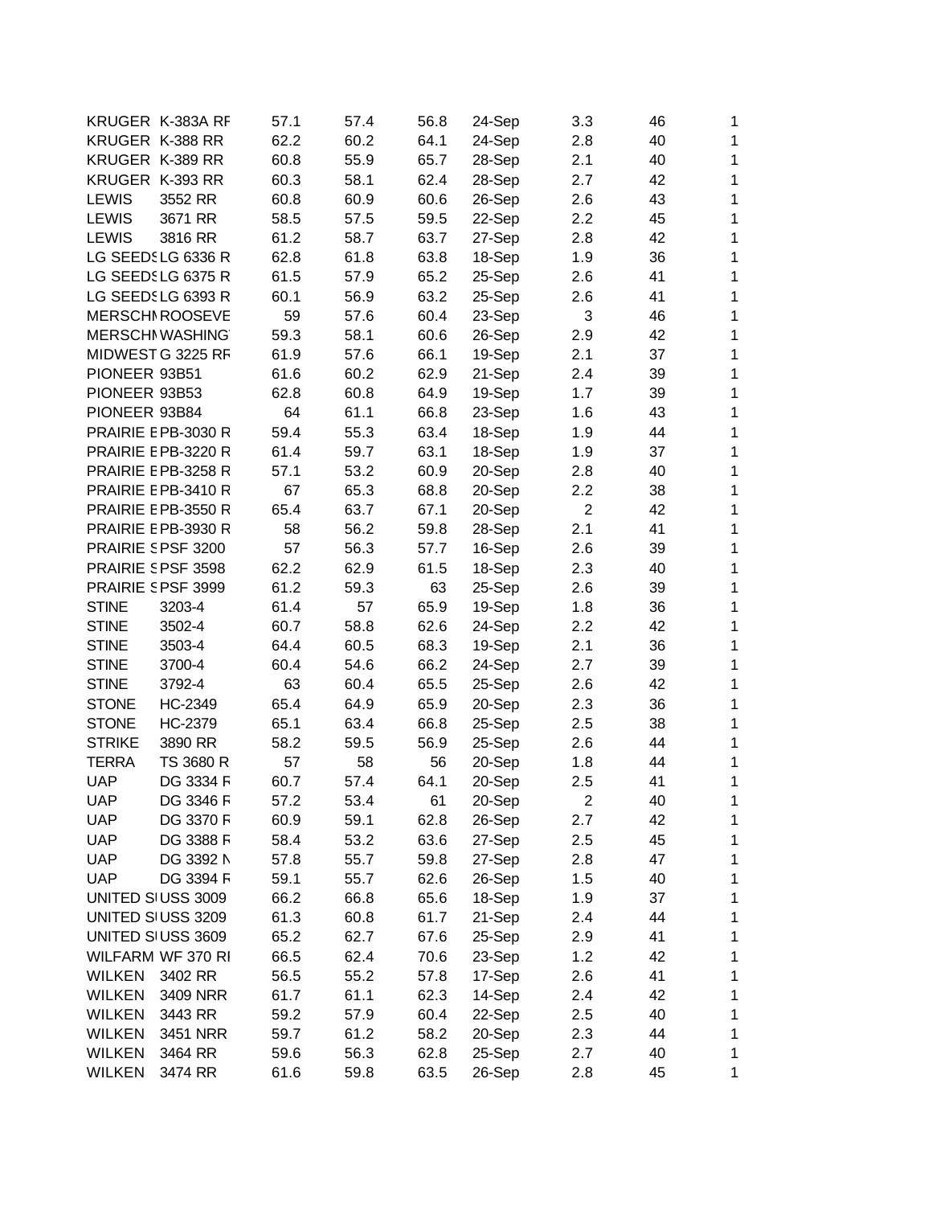| | | | | | | | | |
|---|---|---|---|---|---|---|---|---|
| KRUGER | K-383A RF | 57.1 | 57.4 | 56.8 | 24-Sep | 3.3 | 46 | 1 |
| KRUGER | K-388 RR | 62.2 | 60.2 | 64.1 | 24-Sep | 2.8 | 40 | 1 |
| KRUGER | K-389 RR | 60.8 | 55.9 | 65.7 | 28-Sep | 2.1 | 40 | 1 |
| KRUGER | K-393 RR | 60.3 | 58.1 | 62.4 | 28-Sep | 2.7 | 42 | 1 |
| LEWIS | 3552 RR | 60.8 | 60.9 | 60.6 | 26-Sep | 2.6 | 43 | 1 |
| LEWIS | 3671 RR | 58.5 | 57.5 | 59.5 | 22-Sep | 2.2 | 45 | 1 |
| LEWIS | 3816 RR | 61.2 | 58.7 | 63.7 | 27-Sep | 2.8 | 42 | 1 |
| LG SEEDS | LG 6336 R | 62.8 | 61.8 | 63.8 | 18-Sep | 1.9 | 36 | 1 |
| LG SEEDS | LG 6375 R | 61.5 | 57.9 | 65.2 | 25-Sep | 2.6 | 41 | 1 |
| LG SEEDS | LG 6393 R | 60.1 | 56.9 | 63.2 | 25-Sep | 2.6 | 41 | 1 |
| MERSCHM | ROOSEVE | 59 | 57.6 | 60.4 | 23-Sep | 3 | 46 | 1 |
| MERSCHM | WASHING | 59.3 | 58.1 | 60.6 | 26-Sep | 2.9 | 42 | 1 |
| MIDWEST | G 3225 RF | 61.9 | 57.6 | 66.1 | 19-Sep | 2.1 | 37 | 1 |
| PIONEER | 93B51 | 61.6 | 60.2 | 62.9 | 21-Sep | 2.4 | 39 | 1 |
| PIONEER | 93B53 | 62.8 | 60.8 | 64.9 | 19-Sep | 1.7 | 39 | 1 |
| PIONEER | 93B84 | 64 | 61.1 | 66.8 | 23-Sep | 1.6 | 43 | 1 |
| PRAIRIE B | PB-3030 R | 59.4 | 55.3 | 63.4 | 18-Sep | 1.9 | 44 | 1 |
| PRAIRIE B | PB-3220 R | 61.4 | 59.7 | 63.1 | 18-Sep | 1.9 | 37 | 1 |
| PRAIRIE B | PB-3258 R | 57.1 | 53.2 | 60.9 | 20-Sep | 2.8 | 40 | 1 |
| PRAIRIE B | PB-3410 R | 67 | 65.3 | 68.8 | 20-Sep | 2.2 | 38 | 1 |
| PRAIRIE B | PB-3550 R | 65.4 | 63.7 | 67.1 | 20-Sep | 2 | 42 | 1 |
| PRAIRIE B | PB-3930 R | 58 | 56.2 | 59.8 | 28-Sep | 2.1 | 41 | 1 |
| PRAIRIE S | PSF 3200 | 57 | 56.3 | 57.7 | 16-Sep | 2.6 | 39 | 1 |
| PRAIRIE S | PSF 3598 | 62.2 | 62.9 | 61.5 | 18-Sep | 2.3 | 40 | 1 |
| PRAIRIE S | PSF 3999 | 61.2 | 59.3 | 63 | 25-Sep | 2.6 | 39 | 1 |
| STINE | 3203-4 | 61.4 | 57 | 65.9 | 19-Sep | 1.8 | 36 | 1 |
| STINE | 3502-4 | 60.7 | 58.8 | 62.6 | 24-Sep | 2.2 | 42 | 1 |
| STINE | 3503-4 | 64.4 | 60.5 | 68.3 | 19-Sep | 2.1 | 36 | 1 |
| STINE | 3700-4 | 60.4 | 54.6 | 66.2 | 24-Sep | 2.7 | 39 | 1 |
| STINE | 3792-4 | 63 | 60.4 | 65.5 | 25-Sep | 2.6 | 42 | 1 |
| STONE | HC-2349 | 65.4 | 64.9 | 65.9 | 20-Sep | 2.3 | 36 | 1 |
| STONE | HC-2379 | 65.1 | 63.4 | 66.8 | 25-Sep | 2.5 | 38 | 1 |
| STRIKE | 3890 RR | 58.2 | 59.5 | 56.9 | 25-Sep | 2.6 | 44 | 1 |
| TERRA | TS 3680 R | 57 | 58 | 56 | 20-Sep | 1.8 | 44 | 1 |
| UAP | DG 3334 R | 60.7 | 57.4 | 64.1 | 20-Sep | 2.5 | 41 | 1 |
| UAP | DG 3346 R | 57.2 | 53.4 | 61 | 20-Sep | 2 | 40 | 1 |
| UAP | DG 3370 R | 60.9 | 59.1 | 62.8 | 26-Sep | 2.7 | 42 | 1 |
| UAP | DG 3388 R | 58.4 | 53.2 | 63.6 | 27-Sep | 2.5 | 45 | 1 |
| UAP | DG 3392 N | 57.8 | 55.7 | 59.8 | 27-Sep | 2.8 | 47 | 1 |
| UAP | DG 3394 R | 59.1 | 55.7 | 62.6 | 26-Sep | 1.5 | 40 | 1 |
| UNITED SI | USS 3009 | 66.2 | 66.8 | 65.6 | 18-Sep | 1.9 | 37 | 1 |
| UNITED SI | USS 3209 | 61.3 | 60.8 | 61.7 | 21-Sep | 2.4 | 44 | 1 |
| UNITED SI | USS 3609 | 65.2 | 62.7 | 67.6 | 25-Sep | 2.9 | 41 | 1 |
| WILFARM | WF 370 RI | 66.5 | 62.4 | 70.6 | 23-Sep | 1.2 | 42 | 1 |
| WILKEN | 3402 RR | 56.5 | 55.2 | 57.8 | 17-Sep | 2.6 | 41 | 1 |
| WILKEN | 3409 NRR | 61.7 | 61.1 | 62.3 | 14-Sep | 2.4 | 42 | 1 |
| WILKEN | 3443 RR | 59.2 | 57.9 | 60.4 | 22-Sep | 2.5 | 40 | 1 |
| WILKEN | 3451 NRR | 59.7 | 61.2 | 58.2 | 20-Sep | 2.3 | 44 | 1 |
| WILKEN | 3464 RR | 59.6 | 56.3 | 62.8 | 25-Sep | 2.7 | 40 | 1 |
| WILKEN | 3474 RR | 61.6 | 59.8 | 63.5 | 26-Sep | 2.8 | 45 | 1 |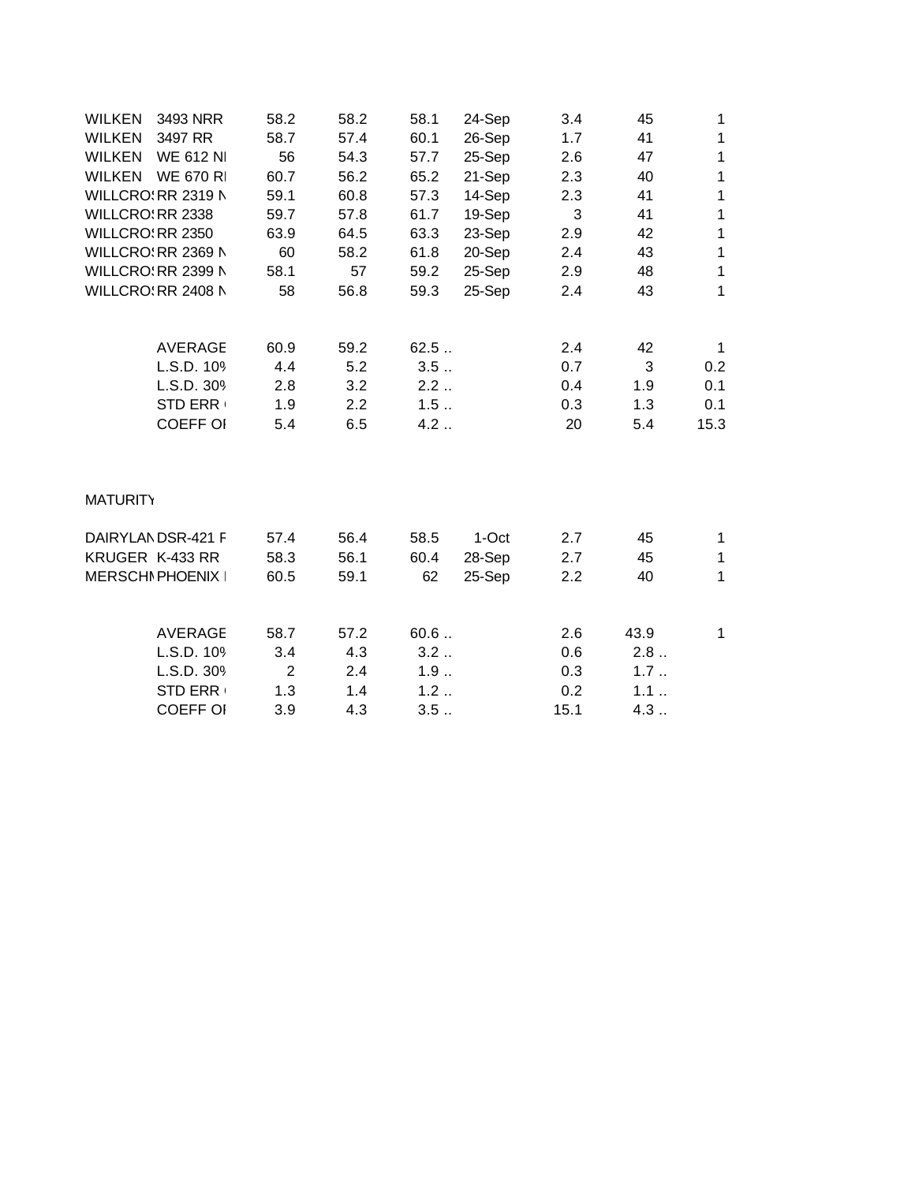| | | | | | | | | |
|---|---|---|---|---|---|---|---|---|
| WILKEN | 3493 NRR | 58.2 | 58.2 | 58.1 | 24-Sep | 3.4 | 45 | 1 |
| WILKEN | 3497 RR | 58.7 | 57.4 | 60.1 | 26-Sep | 1.7 | 41 | 1 |
| WILKEN | WE 612 NI | 56 | 54.3 | 57.7 | 25-Sep | 2.6 | 47 | 1 |
| WILKEN | WE 670 RI | 60.7 | 56.2 | 65.2 | 21-Sep | 2.3 | 40 | 1 |
| WILLCROS | RR 2319 N | 59.1 | 60.8 | 57.3 | 14-Sep | 2.3 | 41 | 1 |
| WILLCROS | RR 2338 | 59.7 | 57.8 | 61.7 | 19-Sep | 3 | 41 | 1 |
| WILLCROS | RR 2350 | 63.9 | 64.5 | 63.3 | 23-Sep | 2.9 | 42 | 1 |
| WILLCROS | RR 2369 N | 60 | 58.2 | 61.8 | 20-Sep | 2.4 | 43 | 1 |
| WILLCROS | RR 2399 N | 58.1 | 57 | 59.2 | 25-Sep | 2.9 | 48 | 1 |
| WILLCROS | RR 2408 N | 58 | 56.8 | 59.3 | 25-Sep | 2.4 | 43 | 1 |
| | | | | | | | | |
| | AVERAGE | 60.9 | 59.2 | 62.5 .. | | 2.4 | 42 | 1 |
| | L.S.D. 10% | 4.4 | 5.2 | 3.5 .. | | 0.7 | 3 | 0.2 |
| | L.S.D. 30% | 2.8 | 3.2 | 2.2 .. | | 0.4 | 1.9 | 0.1 |
| | STD ERR ( | 1.9 | 2.2 | 1.5 .. | | 0.3 | 1.3 | 0.1 |
| | COEFF OF | 5.4 | 6.5 | 4.2 .. | | 20 | 5.4 | 15.3 |

MATURITY

| | | | | | | | | |
|---|---|---|---|---|---|---|---|---|
| DAIRYLAN | DSR-421 F | 57.4 | 56.4 | 58.5 | 1-Oct | 2.7 | 45 | 1 |
| KRUGER | K-433 RR | 58.3 | 56.1 | 60.4 | 28-Sep | 2.7 | 45 | 1 |
| MERSCHM | PHOENIX I | 60.5 | 59.1 | 62 | 25-Sep | 2.2 | 40 | 1 |
| | | | | | | | | |
| | AVERAGE | 58.7 | 57.2 | 60.6 .. | | 2.6 | 43.9 | 1 |
| | L.S.D. 10% | 3.4 | 4.3 | 3.2 .. | | 0.6 | 2.8 .. | |
| | L.S.D. 30% | 2 | 2.4 | 1.9 .. | | 0.3 | 1.7 .. | |
| | STD ERR ( | 1.3 | 1.4 | 1.2 .. | | 0.2 | 1.1 .. | |
| | COEFF OF | 3.9 | 4.3 | 3.5 .. | | 15.1 | 4.3 .. | |